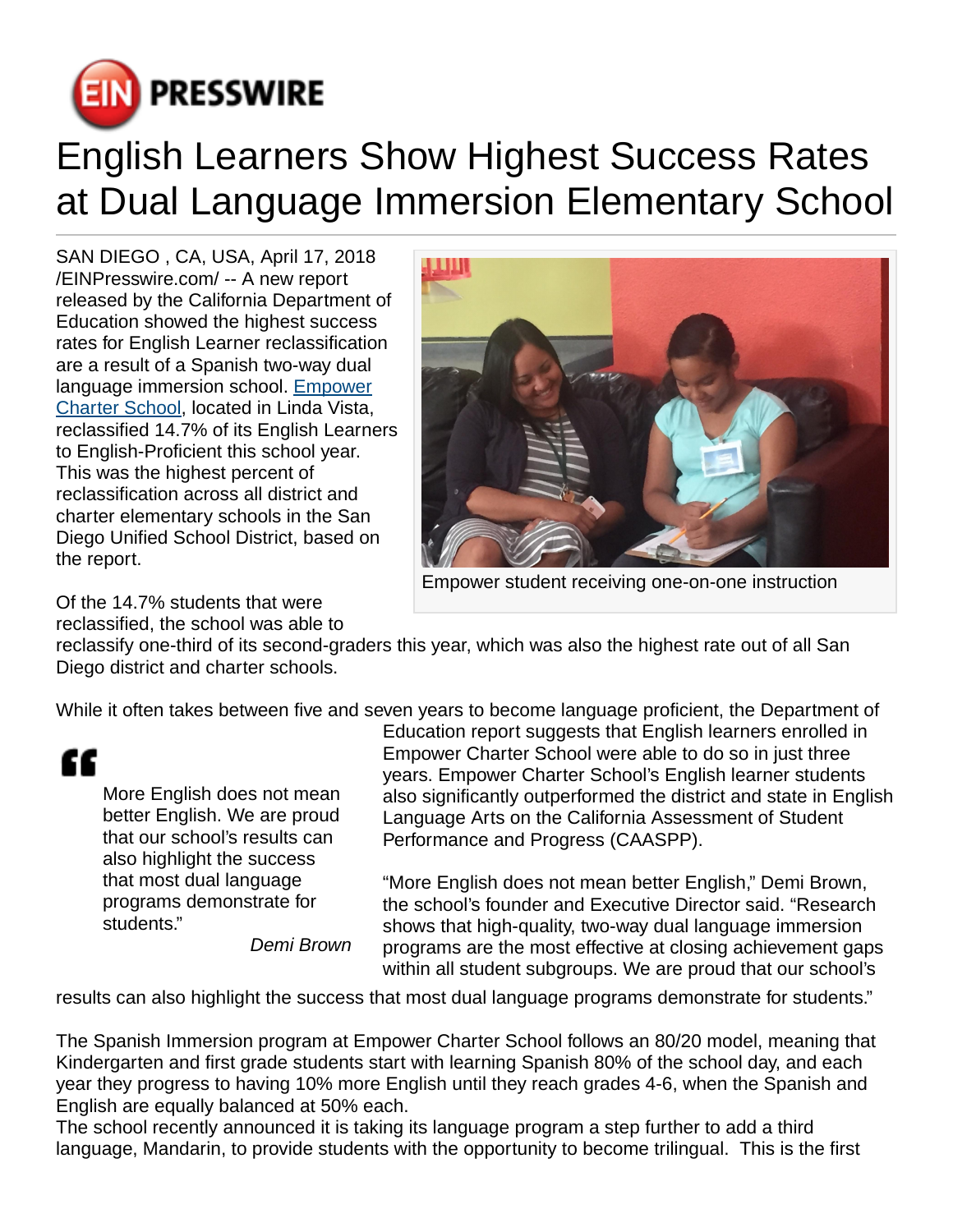# English Learners Show Highest Success Rates at Dual Language Immersion Elementary School

SAN DIEGO , CA, USA, April 17, 2018 /EINPresswire.com/ -- A new report released by the California Department of Education showed the highest success rates for English Learner reclassification are a result of a Spanish two-way dual language immersion school. [Empower Charter School](), located in Linda Vista, reclassified 14.7% of its English Learners to English-Proficient this school year. This was the highest percent of reclassification across all district and charter elementary schools in the San Diego Unified School District, based on the report.

Empower student receiving one-on-one instruction

Of the 14.7% students that were reclassified, the school was able to reclassify one-third of its second-graders this year, which was also the highest rate out of all San Diego district and charter schools.

While it often takes between five and seven years to become language proficient, the Department of Education report suggests that English learners enrolled in Empower Charter School were able to do so in just three years. Empower Charter School's English learner students also significantly outperformed the district and state in English Language Arts on the California Assessment of Student Performance and Progress (CAASPP).

> More English does not mean better English. We are proud that our school's results can also highlight the success that most dual language programs demonstrate for students."
>
> *Demi Brown*

"More English does not mean better English," Demi Brown, the school's founder and Executive Director said. "Research shows that high-quality, two-way dual language immersion programs are the most effective at closing achievement gaps within all student subgroups. We are proud that our school's results can also highlight the success that most dual language programs demonstrate for students."

The Spanish Immersion program at Empower Charter School follows an 80/20 model, meaning that Kindergarten and first grade students start with learning Spanish 80% of the school day, and each year they progress to having 10% more English until they reach grades 4-6, when the Spanish and English are equally balanced at 50% each.
The school recently announced it is taking its language program a step further to add a third language, Mandarin, to provide students with the opportunity to become trilingual. This is the first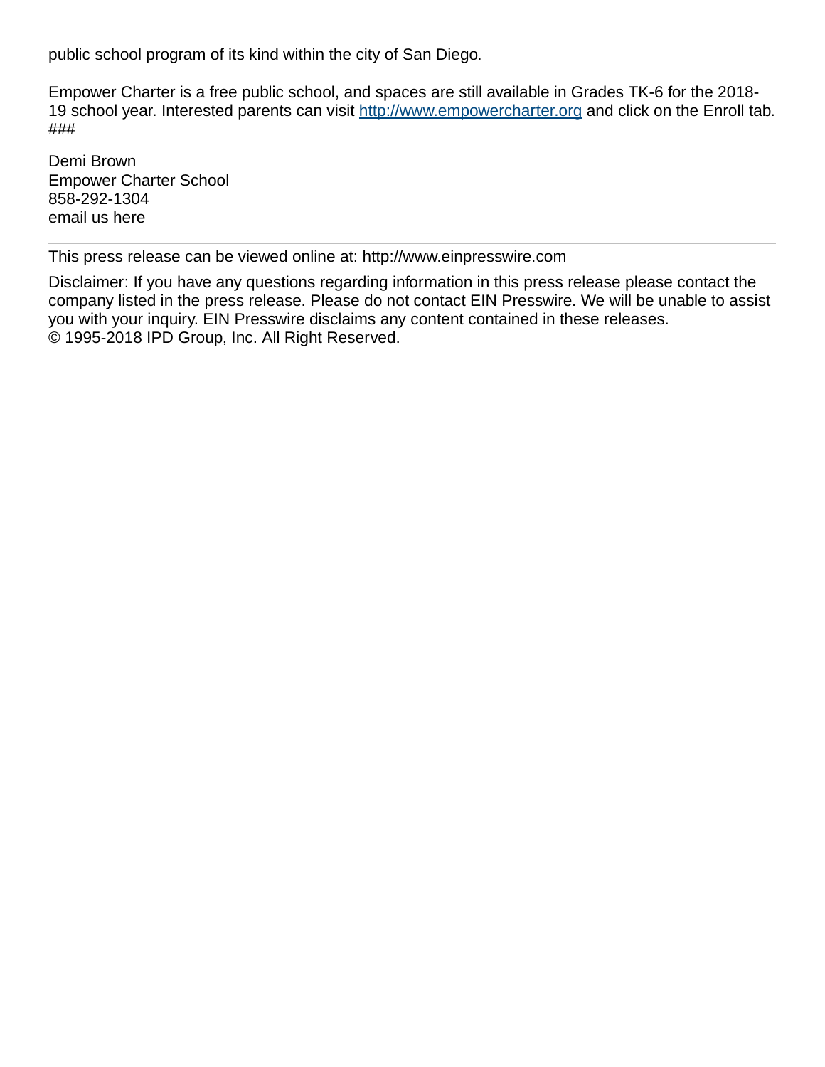public school program of its kind within the city of San Diego.

Empower Charter is a free public school, and spaces are still available in Grades TK-6 for the 2018-19 school year. Interested parents can visit http://www.empowercharter.org and click on the Enroll tab.
###

Demi Brown
Empower Charter School
858-292-1304
email us here

---

This press release can be viewed online at: http://www.einpresswire.com

Disclaimer: If you have any questions regarding information in this press release please contact the company listed in the press release. Please do not contact EIN Presswire. We will be unable to assist you with your inquiry. EIN Presswire disclaims any content contained in these releases.
© 1995-2018 IPD Group, Inc. All Right Reserved.